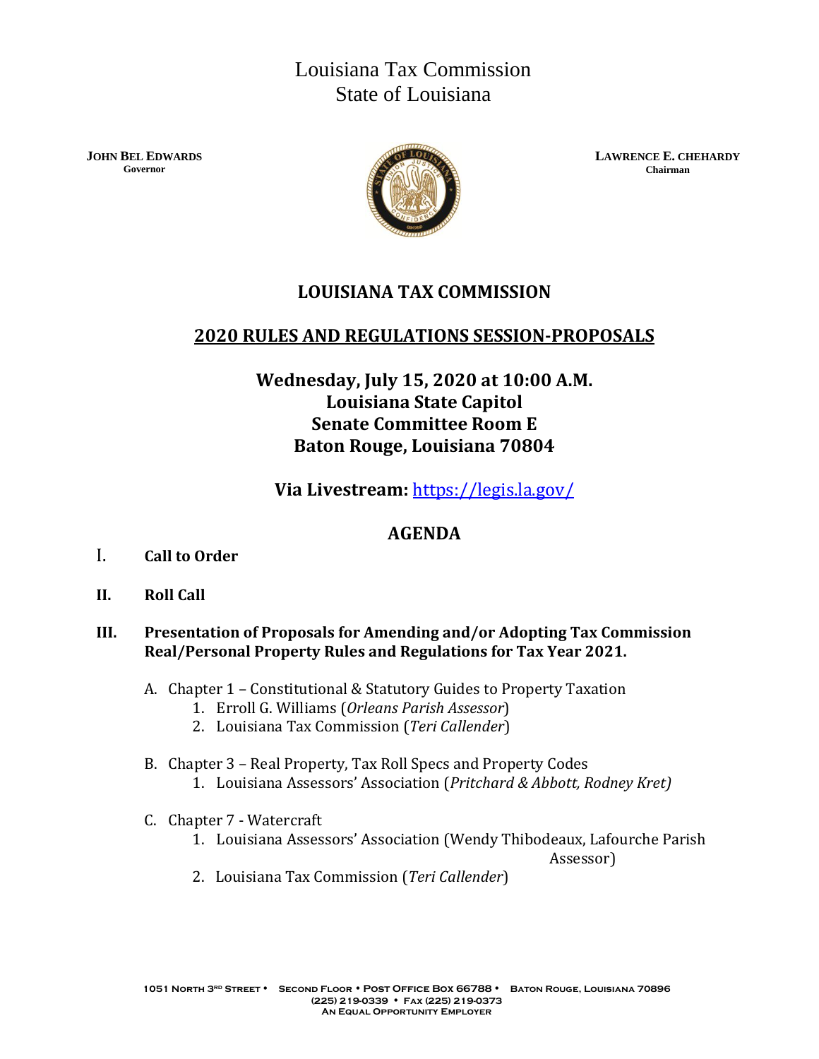Louisiana Tax Commission
State of Louisiana

**JOHN BEL EDWARDS**
**Governor**

**LAWRENCE E. CHEHARDY**
**Chairman**

# LOUISIANA TAX COMMISSION

## 2020 RULES AND REGULATIONS SESSION-PROPOSALS

**Wednesday, July 15, 2020 at 10:00 A.M.**
**Louisiana State Capitol**
**Senate Committee Room E**
**Baton Rouge, Louisiana 70804**

**Via Livestream:** https://legis.la.gov/

## AGENDA

I. **Call to Order**

II. **Roll Call**

III. **Presentation of Proposals for Amending and/or Adopting Tax Commission Real/Personal Property Rules and Regulations for Tax Year 2021.**

A. Chapter 1 – Constitutional & Statutory Guides to Property Taxation
1. Erroll G. Williams (*Orleans Parish Assessor*)
2. Louisiana Tax Commission (*Teri Callender*)

B. Chapter 3 – Real Property, Tax Roll Specs and Property Codes
1. Louisiana Assessors' Association (*Pritchard & Abbott, Rodney Kret)*

C. Chapter 7 - Watercraft
1. Louisiana Assessors' Association (Wendy Thibodeaux, Lafourche Parish Assessor)
2. Louisiana Tax Commission (*Teri Callender*)

1051 North 3rd Street • Second Floor • Post Office Box 66788 • Baton Rouge, Louisiana 70896
(225) 219-0339 • Fax (225) 219-0373
An Equal Opportunity Employer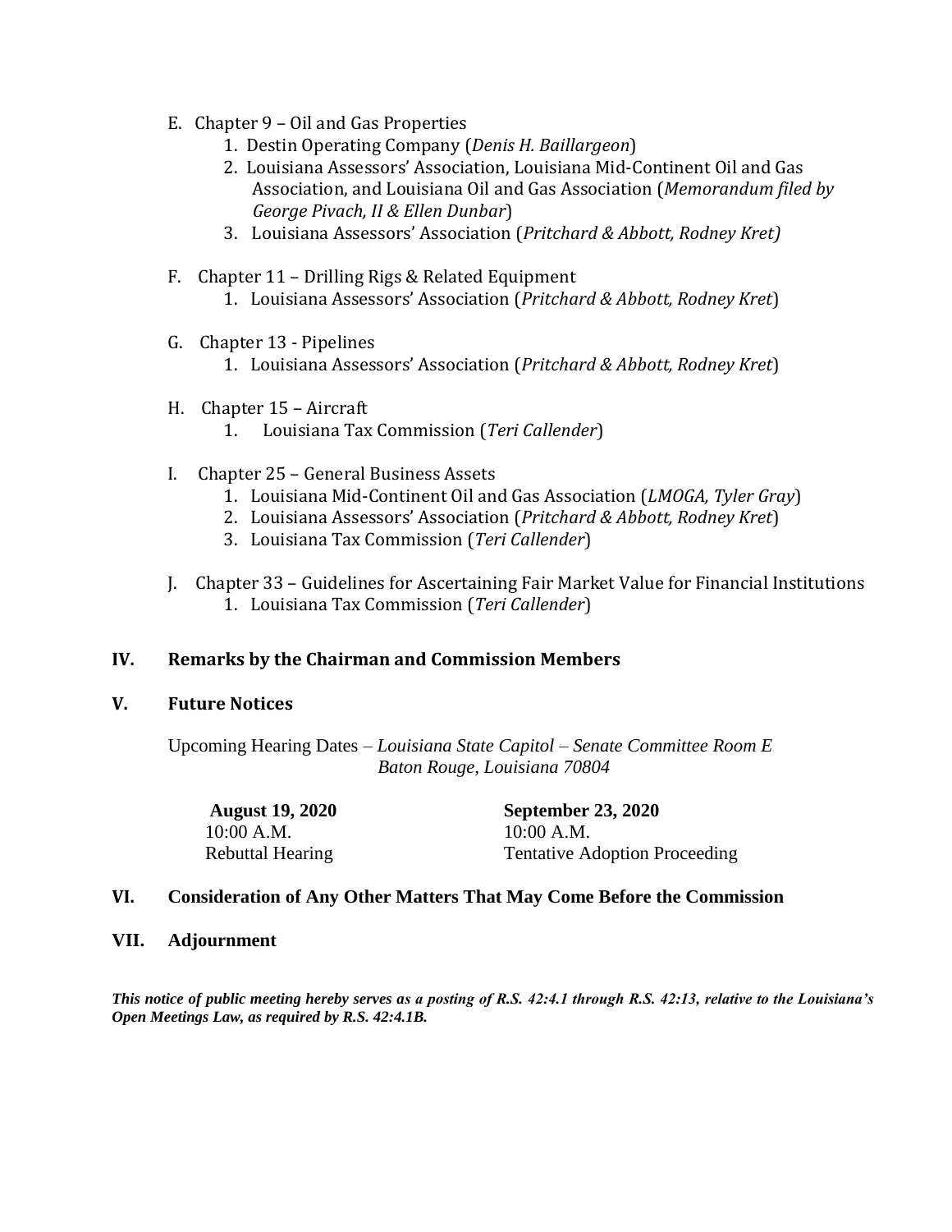E. Chapter 9 – Oil and Gas Properties
   1. Destin Operating Company (*Denis H. Baillargeon*)
   2. Louisiana Assessors' Association, Louisiana Mid-Continent Oil and Gas Association, and Louisiana Oil and Gas Association (*Memorandum filed by George Pivach, II & Ellen Dunbar*)
   3. Louisiana Assessors' Association (*Pritchard & Abbott, Rodney Kret)*

F. Chapter 11 – Drilling Rigs & Related Equipment
   1. Louisiana Assessors' Association (*Pritchard & Abbott, Rodney Kret*)

G. Chapter 13 - Pipelines
   1. Louisiana Assessors' Association (*Pritchard & Abbott, Rodney Kret*)

H. Chapter 15 – Aircraft
   1. Louisiana Tax Commission (*Teri Callender*)

I. Chapter 25 – General Business Assets
   1. Louisiana Mid-Continent Oil and Gas Association (*LMOGA, Tyler Gray*)
   2. Louisiana Assessors' Association (*Pritchard & Abbott, Rodney Kret*)
   3. Louisiana Tax Commission (*Teri Callender*)

J. Chapter 33 – Guidelines for Ascertaining Fair Market Value for Financial Institutions
   1. Louisiana Tax Commission (*Teri Callender*)

## IV. Remarks by the Chairman and Commission Members

## V. Future Notices

Upcoming Hearing Dates – *Louisiana State Capitol – Senate Committee Room E*
*Baton Rouge, Louisiana 70804*

| | |
|---|---|
| **August 19, 2020** | **September 23, 2020** |
| 10:00 A.M. | 10:00 A.M. |
| Rebuttal Hearing | Tentative Adoption Proceeding |

## VI. Consideration of Any Other Matters That May Come Before the Commission

## VII. Adjournment

***This notice of public meeting hereby serves as a posting of R.S. 42:4.1 through R.S. 42:13, relative to the Louisiana's Open Meetings Law, as required by R.S. 42:4.1B.***